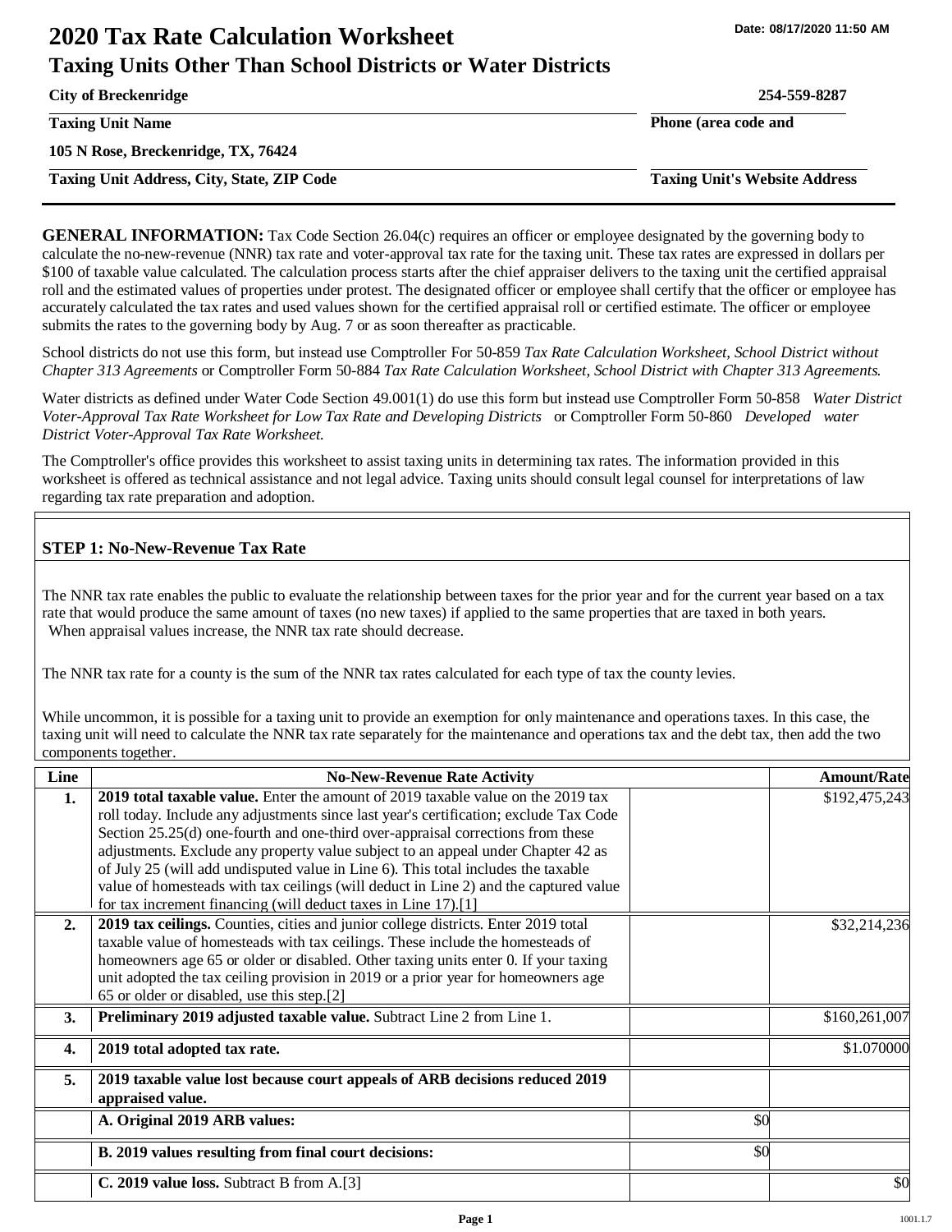# 2020 Tax Rate Calculation Worksheet

Date: 08/17/2020 11:50 AM

## Taxing Units Other Than School Districts or Water Districts

| | |
|---|---|
| **City of Breckenridge** | **254-559-8287** |
| **Taxing Unit Name** | **Phone (area code and** |
| **105 N Rose, Breckenridge, TX, 76424** | |
| **Taxing Unit Address, City, State, ZIP Code** | **Taxing Unit's Website Address** |

**GENERAL INFORMATION:** Tax Code Section 26.04(c) requires an officer or employee designated by the governing body to calculate the no-new-revenue (NNR) tax rate and voter-approval tax rate for the taxing unit. These tax rates are expressed in dollars per $100 of taxable value calculated. The calculation process starts after the chief appraiser delivers to the taxing unit the certified appraisal roll and the estimated values of properties under protest. The designated officer or employee shall certify that the officer or employee has accurately calculated the tax rates and used values shown for the certified appraisal roll or certified estimate. The officer or employee submits the rates to the governing body by Aug. 7 or as soon thereafter as practicable.

School districts do not use this form, but instead use Comptroller For 50-859 *Tax Rate Calculation Worksheet, School District without Chapter 313 Agreements* or Comptroller Form 50-884 *Tax Rate Calculation Worksheet, School District with Chapter 313 Agreements.*

Water districts as defined under Water Code Section 49.001(1) do use this form but instead use Comptroller Form 50-858 *Water District Voter-Approval Tax Rate Worksheet for Low Tax Rate and Developing Districts* or Comptroller Form 50-860 *Developed water District Voter-Approval Tax Rate Worksheet.*

The Comptroller's office provides this worksheet to assist taxing units in determining tax rates. The information provided in this worksheet is offered as technical assistance and not legal advice. Taxing units should consult legal counsel for interpretations of law regarding tax rate preparation and adoption.

### STEP 1: No-New-Revenue Tax Rate

The NNR tax rate enables the public to evaluate the relationship between taxes for the prior year and for the current year based on a tax rate that would produce the same amount of taxes (no new taxes) if applied to the same properties that are taxed in both years. When appraisal values increase, the NNR tax rate should decrease.

The NNR tax rate for a county is the sum of the NNR tax rates calculated for each type of tax the county levies.

While uncommon, it is possible for a taxing unit to provide an exemption for only maintenance and operations taxes. In this case, the taxing unit will need to calculate the NNR tax rate separately for the maintenance and operations tax and the debt tax, then add the two components together.

| Line | No-New-Revenue Rate Activity | | Amount/Rate |
|---|---|---|---|
| **1.** | **2019 total taxable value.** Enter the amount of 2019 taxable value on the 2019 tax roll today. Include any adjustments since last year's certification; exclude Tax Code Section 25.25(d) one-fourth and one-third over-appraisal corrections from these adjustments. Exclude any property value subject to an appeal under Chapter 42 as of July 25 (will add undisputed value in Line 6). This total includes the taxable value of homesteads with tax ceilings (will deduct in Line 2) and the captured value for tax increment financing (will deduct taxes in Line 17).[1] | | $192,475,243 |
| **2.** | **2019 tax ceilings.** Counties, cities and junior college districts. Enter 2019 total taxable value of homesteads with tax ceilings. These include the homesteads of homeowners age 65 or older or disabled. Other taxing units enter 0. If your taxing unit adopted the tax ceiling provision in 2019 or a prior year for homeowners age 65 or older or disabled, use this step.[2] | | $32,214,236 |
| **3.** | **Preliminary 2019 adjusted taxable value.** Subtract Line 2 from Line 1. | | $160,261,007 |
| **4.** | **2019 total adopted tax rate.** | | $1.070000 |
| **5.** | **2019 taxable value lost because court appeals of ARB decisions reduced 2019 appraised value.** | | |
| | **A. Original 2019 ARB values:** | $0 | |
| | **B. 2019 values resulting from final court decisions:** | $0 | |
| | **C. 2019 value loss.** Subtract B from A.[3] | | $0 |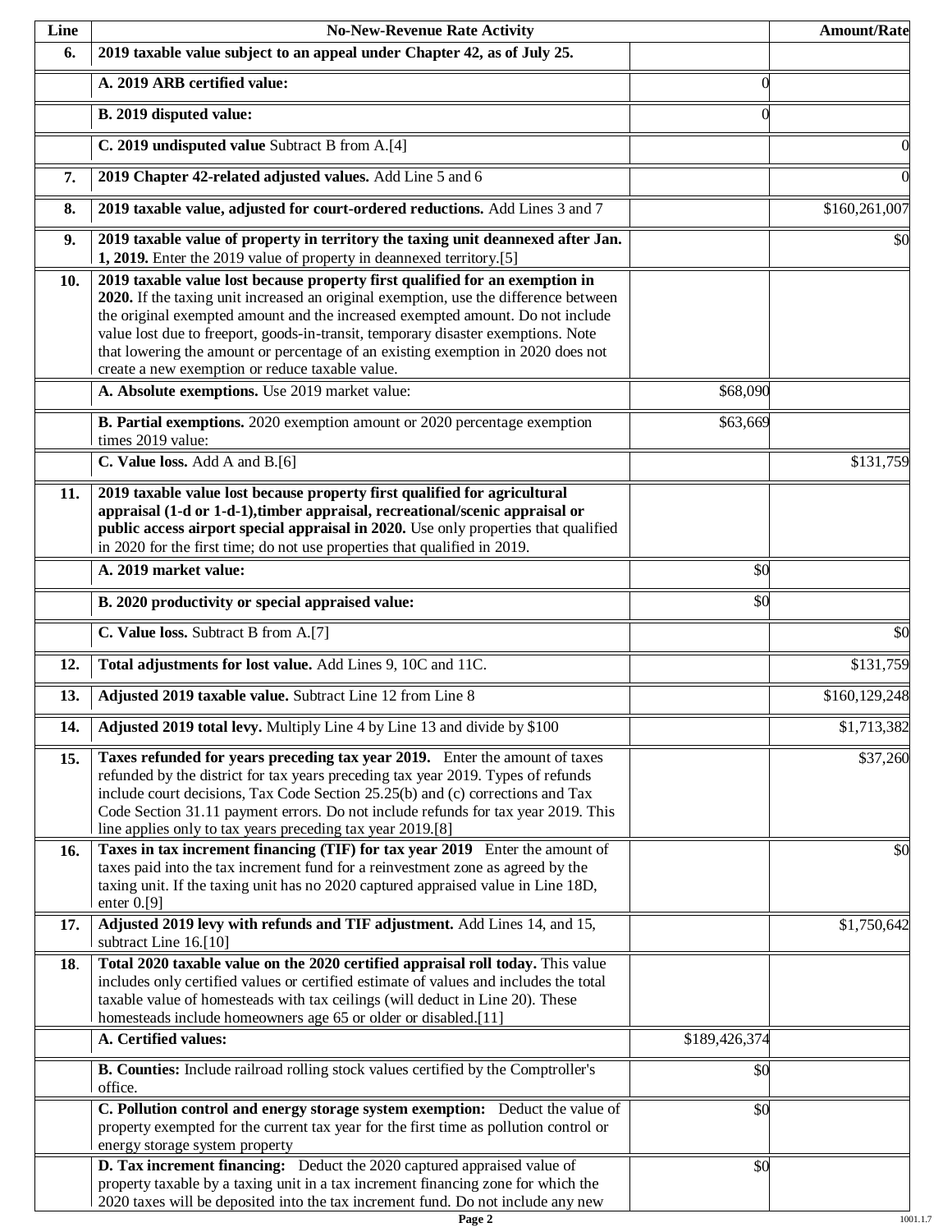| Line | No-New-Revenue Rate Activity | | Amount/Rate |
|---|---|---|---|
| **6.** | **2019 taxable value subject to an appeal under Chapter 42, as of July 25.** | | |
| | **A. 2019 ARB certified value:** | 0 | |
| | **B. 2019 disputed value:** | 0 | |
| | **C. 2019 undisputed value** Subtract B from A.[4] | | 0 |
| **7.** | **2019 Chapter 42-related adjusted values.** Add Line 5 and 6 | | 0 |
| **8.** | **2019 taxable value, adjusted for court-ordered reductions.** Add Lines 3 and 7 | | $160,261,007 |
| **9.** | **2019 taxable value of property in territory the taxing unit deannexed after Jan. 1, 2019.** Enter the 2019 value of property in deannexed territory.[5] | | $0 |
| **10.** | **2019 taxable value lost because property first qualified for an exemption in 2020.** If the taxing unit increased an original exemption, use the difference between the original exempted amount and the increased exempted amount. Do not include value lost due to freeport, goods-in-transit, temporary disaster exemptions. Note that lowering the amount or percentage of an existing exemption in 2020 does not create a new exemption or reduce taxable value. | | |
| | **A. Absolute exemptions.** Use 2019 market value: | $68,090 | |
| | **B. Partial exemptions.** 2020 exemption amount or 2020 percentage exemption times 2019 value: | $63,669 | |
| | **C. Value loss.** Add A and B.[6] | | $131,759 |
| **11.** | **2019 taxable value lost because property first qualified for agricultural appraisal (1-d or 1-d-1),timber appraisal, recreational/scenic appraisal or public access airport special appraisal in 2020.** Use only properties that qualified in 2020 for the first time; do not use properties that qualified in 2019. | | |
| | **A. 2019 market value:** | $0 | |
| | **B. 2020 productivity or special appraised value:** | $0 | |
| | **C. Value loss.** Subtract B from A.[7] | | $0 |
| **12.** | **Total adjustments for lost value.** Add Lines 9, 10C and 11C. | | $131,759 |
| **13.** | **Adjusted 2019 taxable value.** Subtract Line 12 from Line 8 | | $160,129,248 |
| **14.** | **Adjusted 2019 total levy.** Multiply Line 4 by Line 13 and divide by $100 | | $1,713,382 |
| **15.** | **Taxes refunded for years preceding tax year 2019.** Enter the amount of taxes refunded by the district for tax years preceding tax year 2019. Types of refunds include court decisions, Tax Code Section 25.25(b) and (c) corrections and Tax Code Section 31.11 payment errors. Do not include refunds for tax year 2019. This line applies only to tax years preceding tax year 2019.[8] | | $37,260 |
| **16.** | **Taxes in tax increment financing (TIF) for tax year 2019** Enter the amount of taxes paid into the tax increment fund for a reinvestment zone as agreed by the taxing unit. If the taxing unit has no 2020 captured appraised value in Line 18D, enter 0.[9] | | $0 |
| **17.** | **Adjusted 2019 levy with refunds and TIF adjustment.** Add Lines 14, and 15, subtract Line 16.[10] | | $1,750,642 |
| **18.** | **Total 2020 taxable value on the 2020 certified appraisal roll today.** This value includes only certified values or certified estimate of values and includes the total taxable value of homesteads with tax ceilings (will deduct in Line 20). These homesteads include homeowners age 65 or older or disabled.[11] | | |
| | **A. Certified values:** | $189,426,374 | |
| | **B. Counties:** Include railroad rolling stock values certified by the Comptroller's office. | $0 | |
| | **C. Pollution control and energy storage system exemption:** Deduct the value of property exempted for the current tax year for the first time as pollution control or energy storage system property | $0 | |
| | **D. Tax increment financing:** Deduct the 2020 captured appraised value of property taxable by a taxing unit in a tax increment financing zone for which the 2020 taxes will be deposited into the tax increment fund. Do not include any new | $0 | |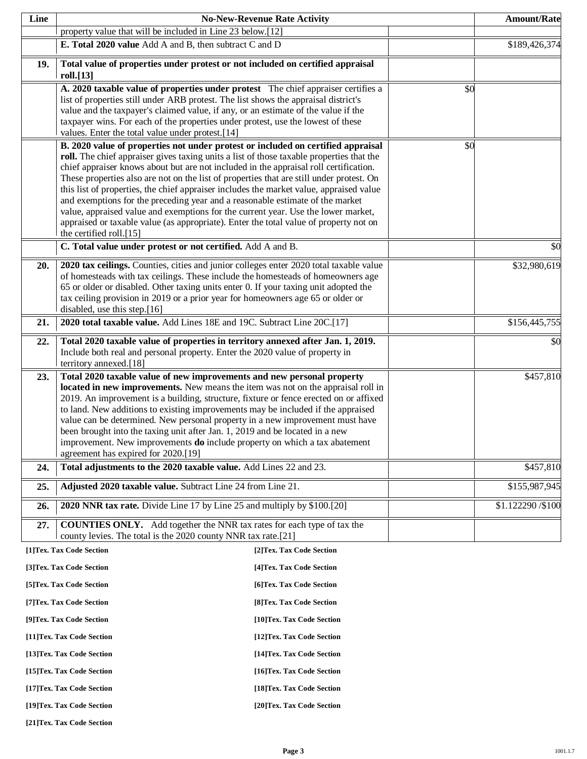| Line | No-New-Revenue Rate Activity | | Amount/Rate |
|---|---|---|---|
| | property value that will be included in Line 23 below.[12] | | |
| | **E. Total 2020 value** Add A and B, then subtract C and D | | $189,426,374 |
| **19.** | **Total value of properties under protest or not included on certified appraisal roll.[13]** | | |
| | **A. 2020 taxable value of properties under protest** The chief appraiser certifies a list of properties still under ARB protest. The list shows the appraisal district's value and the taxpayer's claimed value, if any, or an estimate of the value if the taxpayer wins. For each of the properties under protest, use the lowest of these values. Enter the total value under protest.[14] | $0 | |
| | **B. 2020 value of properties not under protest or included on certified appraisal roll.** The chief appraiser gives taxing units a list of those taxable properties that the chief appraiser knows about but are not included in the appraisal roll certification. These properties also are not on the list of properties that are still under protest. On this list of properties, the chief appraiser includes the market value, appraised value and exemptions for the preceding year and a reasonable estimate of the market value, appraised value and exemptions for the current year. Use the lower market, appraised or taxable value (as appropriate). Enter the total value of property not on the certified roll.[15] | $0 | |
| | **C. Total value under protest or not certified.** Add A and B. | | $0 |
| **20.** | **2020 tax ceilings.** Counties, cities and junior colleges enter 2020 total taxable value of homesteads with tax ceilings. These include the homesteads of homeowners age 65 or older or disabled. Other taxing units enter 0. If your taxing unit adopted the tax ceiling provision in 2019 or a prior year for homeowners age 65 or older or disabled, use this step.[16] | | $32,980,619 |
| **21.** | **2020 total taxable value.** Add Lines 18E and 19C. Subtract Line 20C.[17] | | $156,445,755 |
| **22.** | **Total 2020 taxable value of properties in territory annexed after Jan. 1, 2019.** Include both real and personal property. Enter the 2020 value of property in territory annexed.[18] | | $0 |
| **23.** | **Total 2020 taxable value of new improvements and new personal property located in new improvements.** New means the item was not on the appraisal roll in 2019. An improvement is a building, structure, fixture or fence erected on or affixed to land. New additions to existing improvements may be included if the appraised value can be determined. New personal property in a new improvement must have been brought into the taxing unit after Jan. 1, 2019 and be located in a new improvement. New improvements **do** include property on which a tax abatement agreement has expired for 2020.[19] | | $457,810 |
| **24.** | **Total adjustments to the 2020 taxable value.** Add Lines 22 and 23. | | $457,810 |
| **25.** | **Adjusted 2020 taxable value.** Subtract Line 24 from Line 21. | | $155,987,945 |
| **26.** | **2020 NNR tax rate.** Divide Line 17 by Line 25 and multiply by $100.[20] | | $1.122290 /$100 |
| **27.** | **COUNTIES ONLY.** Add together the NNR tax rates for each type of tax the county levies. The total is the 2020 county NNR tax rate.[21] | | |

**[1]Tex. Tax Code Section**
**[2]Tex. Tax Code Section**
**[3]Tex. Tax Code Section**
**[4]Tex. Tax Code Section**
**[5]Tex. Tax Code Section**
**[6]Tex. Tax Code Section**
**[7]Tex. Tax Code Section**
**[8]Tex. Tax Code Section**
**[9]Tex. Tax Code Section**
**[10]Tex. Tax Code Section**
**[11]Tex. Tax Code Section**
**[12]Tex. Tax Code Section**
**[13]Tex. Tax Code Section**
**[14]Tex. Tax Code Section**
**[15]Tex. Tax Code Section**
**[16]Tex. Tax Code Section**
**[17]Tex. Tax Code Section**
**[18]Tex. Tax Code Section**
**[19]Tex. Tax Code Section**
**[20]Tex. Tax Code Section**
**[21]Tex. Tax Code Section**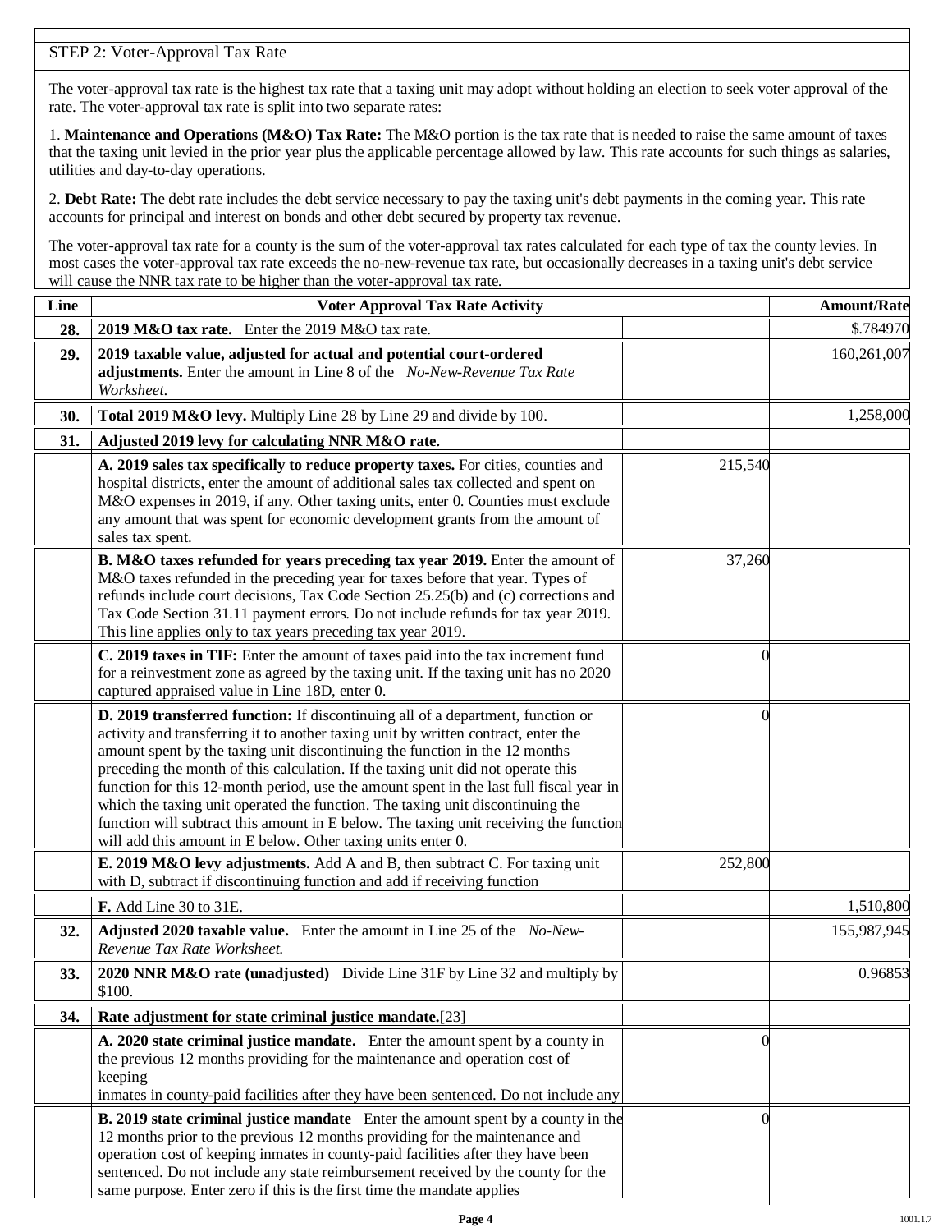## STEP 2: Voter-Approval Tax Rate

The voter-approval tax rate is the highest tax rate that a taxing unit may adopt without holding an election to seek voter approval of the rate. The voter-approval tax rate is split into two separate rates:

1. **Maintenance and Operations (M&O) Tax Rate:** The M&O portion is the tax rate that is needed to raise the same amount of taxes that the taxing unit levied in the prior year plus the applicable percentage allowed by law. This rate accounts for such things as salaries, utilities and day-to-day operations.

2. **Debt Rate:** The debt rate includes the debt service necessary to pay the taxing unit's debt payments in the coming year. This rate accounts for principal and interest on bonds and other debt secured by property tax revenue.

The voter-approval tax rate for a county is the sum of the voter-approval tax rates calculated for each type of tax the county levies. In most cases the voter-approval tax rate exceeds the no-new-revenue tax rate, but occasionally decreases in a taxing unit's debt service will cause the NNR tax rate to be higher than the voter-approval tax rate.

| Line | Voter Approval Tax Rate Activity | | Amount/Rate |
|---|---|---|---|
| **28.** | **2019 M&O tax rate.** Enter the 2019 M&O tax rate. | | $.784970 |
| **29.** | **2019 taxable value, adjusted for actual and potential court-ordered adjustments.** Enter the amount in Line 8 of the *No-New-Revenue Tax Rate Worksheet.* | | 160,261,007 |
| **30.** | **Total 2019 M&O levy.** Multiply Line 28 by Line 29 and divide by 100. | | 1,258,000 |
| **31.** | **Adjusted 2019 levy for calculating NNR M&O rate.** | | |
| | **A. 2019 sales tax specifically to reduce property taxes.** For cities, counties and hospital districts, enter the amount of additional sales tax collected and spent on M&O expenses in 2019, if any. Other taxing units, enter 0. Counties must exclude any amount that was spent for economic development grants from the amount of sales tax spent. | 215,540 | |
| | **B. M&O taxes refunded for years preceding tax year 2019.** Enter the amount of M&O taxes refunded in the preceding year for taxes before that year. Types of refunds include court decisions, Tax Code Section 25.25(b) and (c) corrections and Tax Code Section 31.11 payment errors. Do not include refunds for tax year 2019. This line applies only to tax years preceding tax year 2019. | 37,260 | |
| | **C. 2019 taxes in TIF:** Enter the amount of taxes paid into the tax increment fund for a reinvestment zone as agreed by the taxing unit. If the taxing unit has no 2020 captured appraised value in Line 18D, enter 0. | 0 | |
| | **D. 2019 transferred function:** If discontinuing all of a department, function or activity and transferring it to another taxing unit by written contract, enter the amount spent by the taxing unit discontinuing the function in the 12 months preceding the month of this calculation. If the taxing unit did not operate this function for this 12-month period, use the amount spent in the last full fiscal year in which the taxing unit operated the function. The taxing unit discontinuing the function will subtract this amount in E below. The taxing unit receiving the function will add this amount in E below. Other taxing units enter 0. | 0 | |
| | **E. 2019 M&O levy adjustments.** Add A and B, then subtract C. For taxing unit with D, subtract if discontinuing function and add if receiving function | 252,800 | |
| | **F.** Add Line 30 to 31E. | | 1,510,800 |
| **32.** | **Adjusted 2020 taxable value.** Enter the amount in Line 25 of the *No-New-Revenue Tax Rate Worksheet.* | | 155,987,945 |
| **33.** | **2020 NNR M&O rate (unadjusted)** Divide Line 31F by Line 32 and multiply by $100. | | 0.96853 |
| **34.** | **Rate adjustment for state criminal justice mandate.**[23] | | |
| | **A. 2020 state criminal justice mandate.** Enter the amount spent by a county in the previous 12 months providing for the maintenance and operation cost of keeping inmates in county-paid facilities after they have been sentenced. Do not include any | 0 | |
| | **B. 2019 state criminal justice mandate** Enter the amount spent by a county in the 12 months prior to the previous 12 months providing for the maintenance and operation cost of keeping inmates in county-paid facilities after they have been sentenced. Do not include any state reimbursement received by the county for the same purpose. Enter zero if this is the first time the mandate applies | 0 | |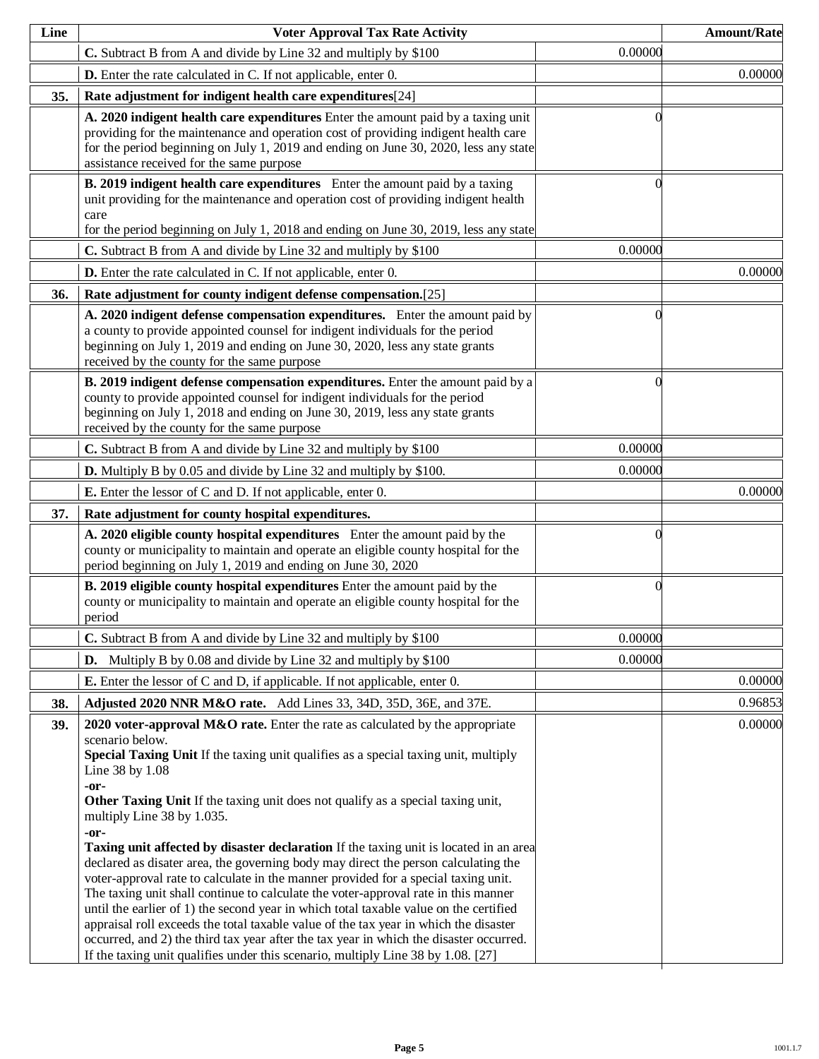| Line | Voter Approval Tax Rate Activity | | Amount/Rate |
|---|---|---|---|
| | **C.** Subtract B from A and divide by Line 32 and multiply by $100 | 0.00000 | |
| | **D.** Enter the rate calculated in C. If not applicable, enter 0. | | 0.00000 |
| **35.** | **Rate adjustment for indigent health care expenditures**[24] | | |
| | **A. 2020 indigent health care expenditures** Enter the amount paid by a taxing unit providing for the maintenance and operation cost of providing indigent health care for the period beginning on July 1, 2019 and ending on June 30, 2020, less any state assistance received for the same purpose | 0 | |
| | **B. 2019 indigent health care expenditures** Enter the amount paid by a taxing unit providing for the maintenance and operation cost of providing indigent health care for the period beginning on July 1, 2018 and ending on June 30, 2019, less any state | 0 | |
| | **C.** Subtract B from A and divide by Line 32 and multiply by $100 | 0.00000 | |
| | **D.** Enter the rate calculated in C. If not applicable, enter 0. | | 0.00000 |
| **36.** | **Rate adjustment for county indigent defense compensation.**[25] | | |
| | **A. 2020 indigent defense compensation expenditures.** Enter the amount paid by a county to provide appointed counsel for indigent individuals for the period beginning on July 1, 2019 and ending on June 30, 2020, less any state grants received by the county for the same purpose | 0 | |
| | **B. 2019 indigent defense compensation expenditures.** Enter the amount paid by a county to provide appointed counsel for indigent individuals for the period beginning on July 1, 2018 and ending on June 30, 2019, less any state grants received by the county for the same purpose | 0 | |
| | **C.** Subtract B from A and divide by Line 32 and multiply by $100 | 0.00000 | |
| | **D.** Multiply B by 0.05 and divide by Line 32 and multiply by $100. | 0.00000 | |
| | **E.** Enter the lessor of C and D. If not applicable, enter 0. | | 0.00000 |
| **37.** | **Rate adjustment for county hospital expenditures.** | | |
| | **A. 2020 eligible county hospital expenditures** Enter the amount paid by the county or municipality to maintain and operate an eligible county hospital for the period beginning on July 1, 2019 and ending on June 30, 2020 | 0 | |
| | **B. 2019 eligible county hospital expenditures** Enter the amount paid by the county or municipality to maintain and operate an eligible county hospital for the period | 0 | |
| | **C.** Subtract B from A and divide by Line 32 and multiply by $100 | 0.00000 | |
| | **D.** Multiply B by 0.08 and divide by Line 32 and multiply by $100 | 0.00000 | |
| | **E.** Enter the lessor of C and D, if applicable. If not applicable, enter 0. | | 0.00000 |
| **38.** | **Adjusted 2020 NNR M&O rate.** Add Lines 33, 34D, 35D, 36E, and 37E. | | 0.96853 |
| **39.** | **2020 voter-approval M&O rate.** Enter the rate as calculated by the appropriate scenario below.<br>**Special Taxing Unit** If the taxing unit qualifies as a special taxing unit, multiply Line 38 by 1.08<br>**-or-**<br>**Other Taxing Unit** If the taxing unit does not qualify as a special taxing unit, multiply Line 38 by 1.035.<br>**-or-**<br>**Taxing unit affected by disaster declaration** If the taxing unit is located in an area declared as disater area, the governing body may direct the person calculating the voter-approval rate to calculate in the manner provided for a special taxing unit. The taxing unit shall continue to calculate the voter-approval rate in this manner until the earlier of 1) the second year in which total taxable value on the certified appraisal roll exceeds the total taxable value of the tax year in which the disaster occurred, and 2) the third tax year after the tax year in which the disaster occurred. If the taxing unit qualifies under this scenario, multiply Line 38 by 1.08. [27] | | 0.00000 |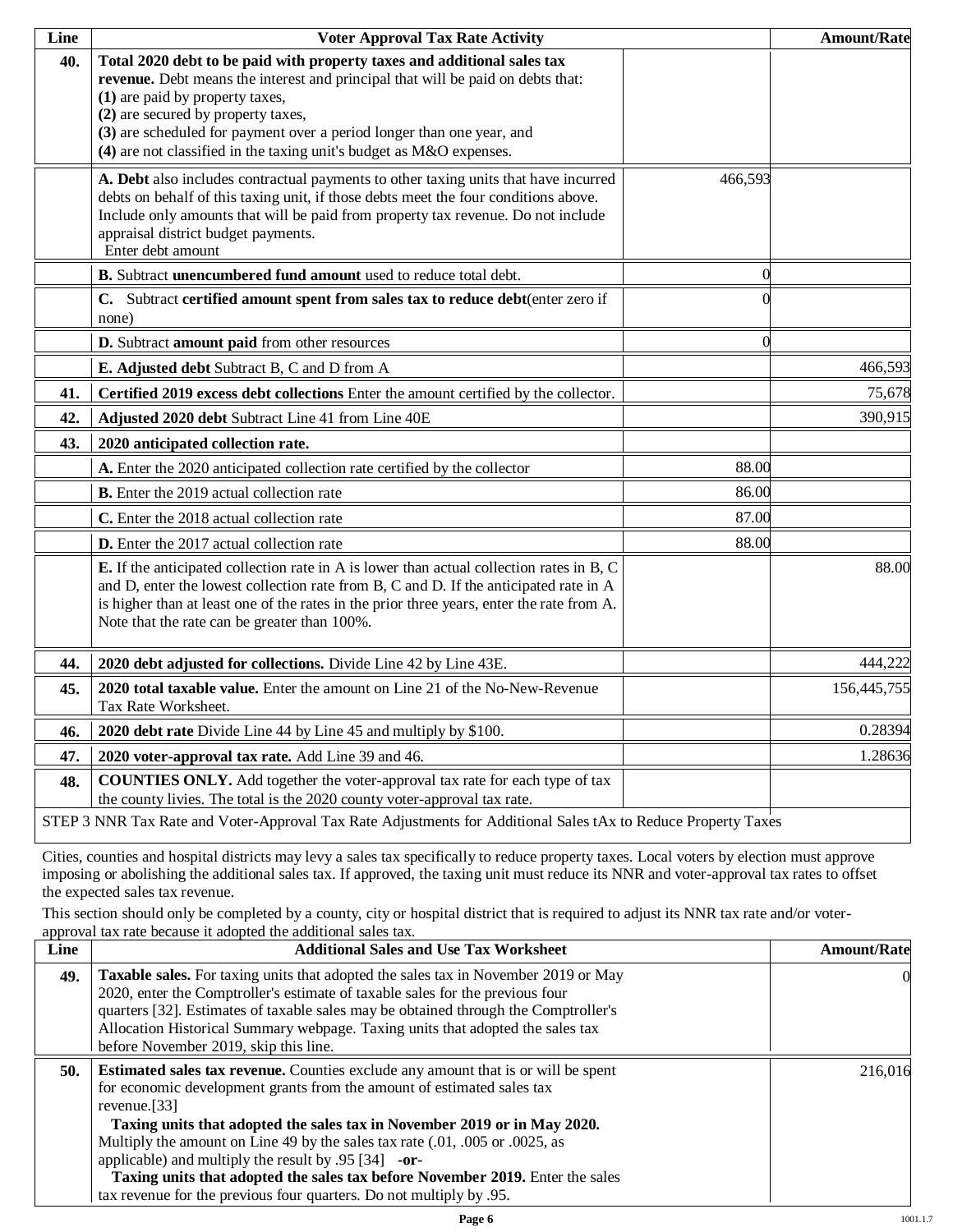| Line | Voter Approval Tax Rate Activity | | Amount/Rate |
|---|---|---|---|
| **40.** | **Total 2020 debt to be paid with property taxes and additional sales tax revenue.** Debt means the interest and principal that will be paid on debts that:<br>**(1)** are paid by property taxes,<br>**(2)** are secured by property taxes,<br>**(3)** are scheduled for payment over a period longer than one year, and<br>**(4)** are not classified in the taxing unit's budget as M&O expenses. | | |
| | **A. Debt** also includes contractual payments to other taxing units that have incurred debts on behalf of this taxing unit, if those debts meet the four conditions above. Include only amounts that will be paid from property tax revenue. Do not include appraisal district budget payments.<br>Enter debt amount | 466,593 | |
| | **B.** Subtract **unencumbered fund amount** used to reduce total debt. | 0 | |
| | **C.** Subtract **certified amount spent from sales tax to reduce debt**(enter zero if none) | 0 | |
| | **D.** Subtract **amount paid** from other resources | 0 | |
| | **E. Adjusted debt** Subtract B, C and D from A | | 466,593 |
| **41.** | **Certified 2019 excess debt collections** Enter the amount certified by the collector. | | 75,678 |
| **42.** | **Adjusted 2020 debt** Subtract Line 41 from Line 40E | | 390,915 |
| **43.** | **2020 anticipated collection rate.** | | |
| | **A.** Enter the 2020 anticipated collection rate certified by the collector | 88.00 | |
| | **B.** Enter the 2019 actual collection rate | 86.00 | |
| | **C.** Enter the 2018 actual collection rate | 87.00 | |
| | **D.** Enter the 2017 actual collection rate | 88.00 | |
| | **E.** If the anticipated collection rate in A is lower than actual collection rates in B, C and D, enter the lowest collection rate from B, C and D. If the anticipated rate in A is higher than at least one of the rates in the prior three years, enter the rate from A. Note that the rate can be greater than 100%. | | 88.00 |
| **44.** | **2020 debt adjusted for collections.** Divide Line 42 by Line 43E. | | 444,222 |
| **45.** | **2020 total taxable value.** Enter the amount on Line 21 of the No-New-Revenue Tax Rate Worksheet. | | 156,445,755 |
| **46.** | **2020 debt rate** Divide Line 44 by Line 45 and multiply by $100. | | 0.28394 |
| **47.** | **2020 voter-approval tax rate.** Add Line 39 and 46. | | 1.28636 |
| **48.** | **COUNTIES ONLY.** Add together the voter-approval tax rate for each type of tax the county livies. The total is the 2020 county voter-approval tax rate. | | |

STEP 3 NNR Tax Rate and Voter-Approval Tax Rate Adjustments for Additional Sales tAx to Reduce Property Taxes

Cities, counties and hospital districts may levy a sales tax specifically to reduce property taxes. Local voters by election must approve imposing or abolishing the additional sales tax. If approved, the taxing unit must reduce its NNR and voter-approval tax rates to offset the expected sales tax revenue.

This section should only be completed by a county, city or hospital district that is required to adjust its NNR tax rate and/or voter-approval tax rate because it adopted the additional sales tax.

| Line | Additional Sales and Use Tax Worksheet | Amount/Rate |
|---|---|---|
| **49.** | **Taxable sales.** For taxing units that adopted the sales tax in November 2019 or May 2020, enter the Comptroller's estimate of taxable sales for the previous four quarters [32]. Estimates of taxable sales may be obtained through the Comptroller's Allocation Historical Summary webpage. Taxing units that adopted the sales tax before November 2019, skip this line. | 0 |
| **50.** | **Estimated sales tax revenue.** Counties exclude any amount that is or will be spent for economic development grants from the amount of estimated sales tax revenue.[33]<br>**Taxing units that adopted the sales tax in November 2019 or in May 2020.** Multiply the amount on Line 49 by the sales tax rate (.01, .005 or .0025, as applicable) and multiply the result by .95 [34] **-or-**<br>**Taxing units that adopted the sales tax before November 2019.** Enter the sales tax revenue for the previous four quarters. Do not multiply by .95. | 216,016 |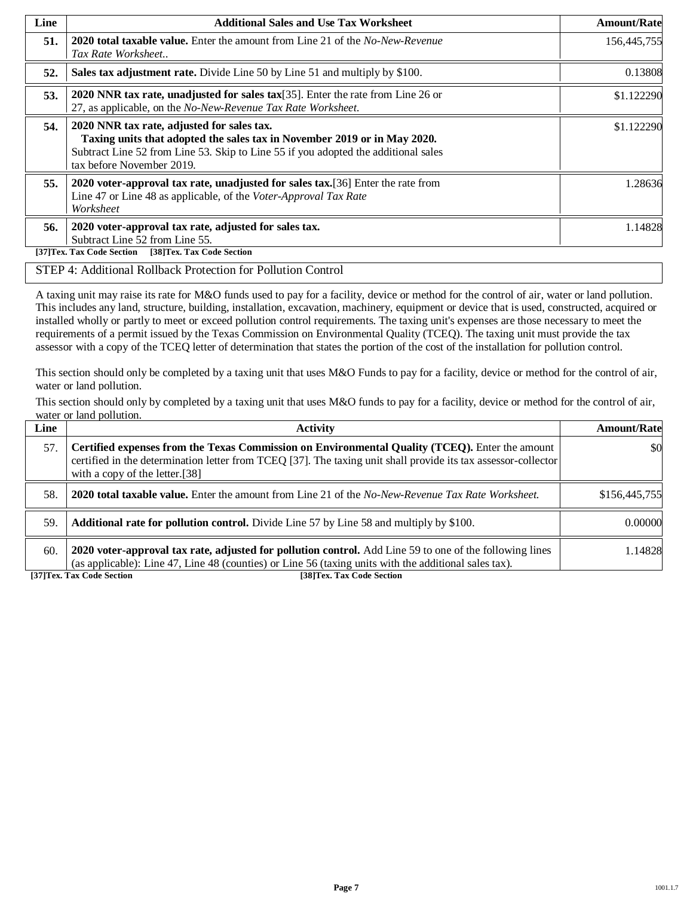| Line | Additional Sales and Use Tax Worksheet | Amount/Rate |
|---|---|---|
| **51.** | **2020 total taxable value.** Enter the amount from Line 21 of the *No-New-Revenue Tax Rate Worksheet..* | 156,445,755 |
| **52.** | **Sales tax adjustment rate.** Divide Line 50 by Line 51 and multiply by $100. | 0.13808 |
| **53.** | **2020 NNR tax rate, unadjusted for sales tax**[35]. Enter the rate from Line 26 or 27, as applicable, on the *No-New-Revenue Tax Rate Worksheet.* | $1.122290 |
| **54.** | **2020 NNR tax rate, adjusted for sales tax.** **Taxing units that adopted the sales tax in November 2019 or in May 2020.** Subtract Line 52 from Line 53. Skip to Line 55 if you adopted the additional sales tax before November 2019. | $1.122290 |
| **55.** | **2020 voter-approval tax rate, unadjusted for sales tax.**[36] Enter the rate from Line 47 or Line 48 as applicable, of the *Voter-Approval Tax Rate Worksheet* | 1.28636 |
| **56.** | **2020 voter-approval tax rate, adjusted for sales tax.** Subtract Line 52 from Line 55. | 1.14828 |

**[37]Tex. Tax Code Section [38]Tex. Tax Code Section**

STEP 4: Additional Rollback Protection for Pollution Control

A taxing unit may raise its rate for M&O funds used to pay for a facility, device or method for the control of air, water or land pollution. This includes any land, structure, building, installation, excavation, machinery, equipment or device that is used, constructed, acquired or installed wholly or partly to meet or exceed pollution control requirements. The taxing unit's expenses are those necessary to meet the requirements of a permit issued by the Texas Commission on Environmental Quality (TCEQ). The taxing unit must provide the tax assessor with a copy of the TCEQ letter of determination that states the portion of the cost of the installation for pollution control.

This section should only be completed by a taxing unit that uses M&O Funds to pay for a facility, device or method for the control of air, water or land pollution.

This section should only by completed by a taxing unit that uses M&O funds to pay for a facility, device or method for the control of air, water or land pollution.

| Line | Activity | Amount/Rate |
|---|---|---|
| 57. | **Certified expenses from the Texas Commission on Environmental Quality (TCEQ).** Enter the amount certified in the determination letter from TCEQ [37]. The taxing unit shall provide its tax assessor-collector with a copy of the letter.[38] | $0 |
| 58. | **2020 total taxable value.** Enter the amount from Line 21 of the *No-New-Revenue Tax Rate Worksheet.* | $156,445,755 |
| 59. | **Additional rate for pollution control.** Divide Line 57 by Line 58 and multiply by $100. | 0.00000 |
| 60. | **2020 voter-approval tax rate, adjusted for pollution control.** Add Line 59 to one of the following lines (as applicable): Line 47, Line 48 (counties) or Line 56 (taxing units with the additional sales tax). | 1.14828 |

**[37]Tex. Tax Code Section [38]Tex. Tax Code Section**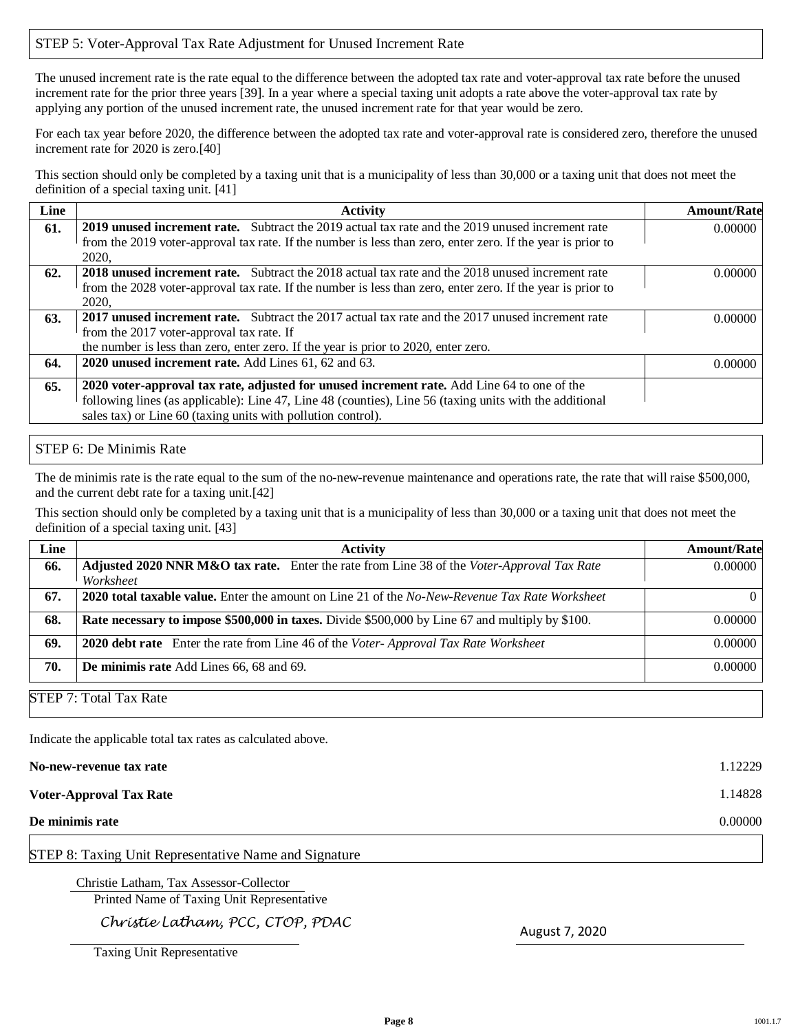## STEP 5: Voter-Approval Tax Rate Adjustment for Unused Increment Rate

The unused increment rate is the rate equal to the difference between the adopted tax rate and voter-approval tax rate before the unused increment rate for the prior three years [39]. In a year where a special taxing unit adopts a rate above the voter-approval tax rate by applying any portion of the unused increment rate, the unused increment rate for that year would be zero.

For each tax year before 2020, the difference between the adopted tax rate and voter-approval rate is considered zero, therefore the unused increment rate for 2020 is zero.[40]

This section should only be completed by a taxing unit that is a municipality of less than 30,000 or a taxing unit that does not meet the definition of a special taxing unit. [41]

| Line | Activity | Amount/Rate |
|---|---|---|
| **61.** | **2019 unused increment rate.** Subtract the 2019 actual tax rate and the 2019 unused increment rate from the 2019 voter-approval tax rate. If the number is less than zero, enter zero. If the year is prior to 2020, | 0.00000 |
| **62.** | **2018 unused increment rate.** Subtract the 2018 actual tax rate and the 2018 unused increment rate from the 2028 voter-approval tax rate. If the number is less than zero, enter zero. If the year is prior to 2020, | 0.00000 |
| **63.** | **2017 unused increment rate.** Subtract the 2017 actual tax rate and the 2017 unused increment rate from the 2017 voter-approval tax rate. If the number is less than zero, enter zero. If the year is prior to 2020, enter zero. | 0.00000 |
| **64.** | **2020 unused increment rate.** Add Lines 61, 62 and 63. | 0.00000 |
| **65.** | **2020 voter-approval tax rate, adjusted for unused increment rate.** Add Line 64 to one of the following lines (as applicable): Line 47, Line 48 (counties), Line 56 (taxing units with the additional sales tax) or Line 60 (taxing units with pollution control). | |

## STEP 6: De Minimis Rate

The de minimis rate is the rate equal to the sum of the no-new-revenue maintenance and operations rate, the rate that will raise $500,000, and the current debt rate for a taxing unit.[42]

This section should only be completed by a taxing unit that is a municipality of less than 30,000 or a taxing unit that does not meet the definition of a special taxing unit. [43]

| Line | Activity | Amount/Rate |
|---|---|---|
| **66.** | **Adjusted 2020 NNR M&O tax rate.** Enter the rate from Line 38 of the *Voter-Approval Tax Rate Worksheet* | 0.00000 |
| **67.** | **2020 total taxable value.** Enter the amount on Line 21 of the *No-New-Revenue Tax Rate Worksheet* | 0 |
| **68.** | **Rate necessary to impose $500,000 in taxes.** Divide $500,000 by Line 67 and multiply by $100. | 0.00000 |
| **69.** | **2020 debt rate** Enter the rate from Line 46 of the *Voter- Approval Tax Rate Worksheet* | 0.00000 |
| **70.** | **De minimis rate** Add Lines 66, 68 and 69. | 0.00000 |

## STEP 7: Total Tax Rate

Indicate the applicable total tax rates as calculated above.

| | |
|---|---|
| **No-new-revenue tax rate** | 1.12229 |
| **Voter-Approval Tax Rate** | 1.14828 |
| **De minimis rate** | 0.00000 |

## STEP 8: Taxing Unit Representative Name and Signature

Christie Latham, Tax Assessor-Collector

Printed Name of Taxing Unit Representative

*Christie Latham, PCC, CTOP, PDAC*

Taxing Unit Representative

August 7, 2020